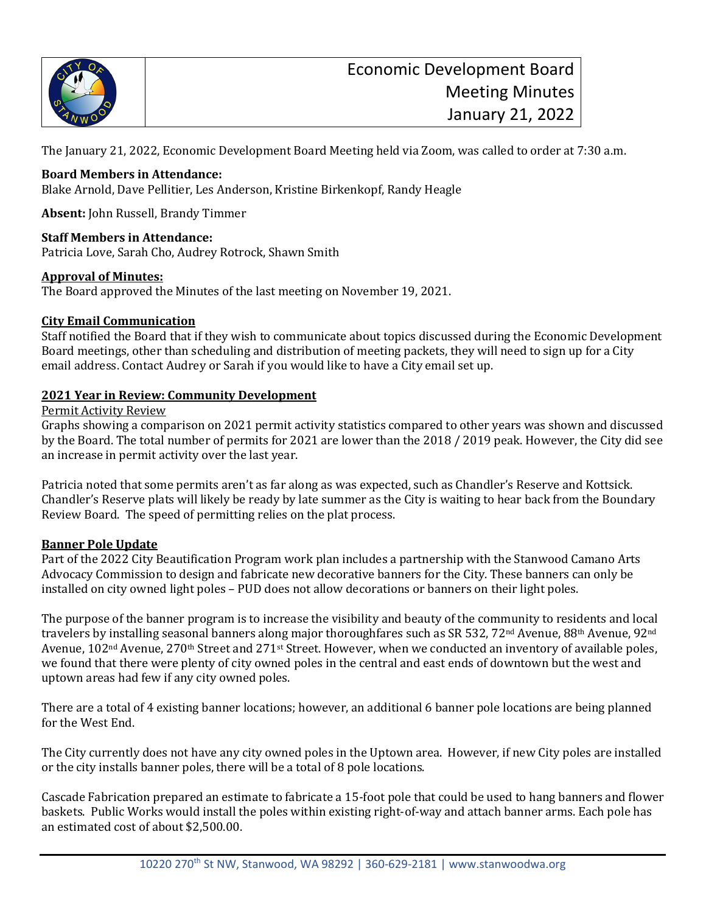# Economic Development Board Meeting Minutes January 21, 2022

The January 21, 2022, Economic Development Board Meeting held via Zoom, was called to order at 7:30 a.m.

**Board Members in Attendance:**
Blake Arnold, Dave Pellitier, Les Anderson, Kristine Birkenkopf, Randy Heagle

**Absent:** John Russell, Brandy Timmer

**Staff Members in Attendance:**
Patricia Love, Sarah Cho, Audrey Rotrock, Shawn Smith

**Approval of Minutes:**
The Board approved the Minutes of the last meeting on November 19, 2021.

**City Email Communication**
Staff notified the Board that if they wish to communicate about topics discussed during the Economic Development Board meetings, other than scheduling and distribution of meeting packets, they will need to sign up for a City email address. Contact Audrey or Sarah if you would like to have a City email set up.

**2021 Year in Review: Community Development**

Permit Activity Review
Graphs showing a comparison on 2021 permit activity statistics compared to other years was shown and discussed by the Board. The total number of permits for 2021 are lower than the 2018 / 2019 peak. However, the City did see an increase in permit activity over the last year.

Patricia noted that some permits aren't as far along as was expected, such as Chandler's Reserve and Kottsick. Chandler's Reserve plats will likely be ready by late summer as the City is waiting to hear back from the Boundary Review Board. The speed of permitting relies on the plat process.

**Banner Pole Update**
Part of the 2022 City Beautification Program work plan includes a partnership with the Stanwood Camano Arts Advocacy Commission to design and fabricate new decorative banners for the City. These banners can only be installed on city owned light poles – PUD does not allow decorations or banners on their light poles.

The purpose of the banner program is to increase the visibility and beauty of the community to residents and local travelers by installing seasonal banners along major thoroughfares such as SR 532, 72nd Avenue, 88th Avenue, 92nd Avenue, 102nd Avenue, 270th Street and 271st Street. However, when we conducted an inventory of available poles, we found that there were plenty of city owned poles in the central and east ends of downtown but the west and uptown areas had few if any city owned poles.

There are a total of 4 existing banner locations; however, an additional 6 banner pole locations are being planned for the West End.

The City currently does not have any city owned poles in the Uptown area. However, if new City poles are installed or the city installs banner poles, there will be a total of 8 pole locations.

Cascade Fabrication prepared an estimate to fabricate a 15-foot pole that could be used to hang banners and flower baskets. Public Works would install the poles within existing right-of-way and attach banner arms. Each pole has an estimated cost of about $2,500.00.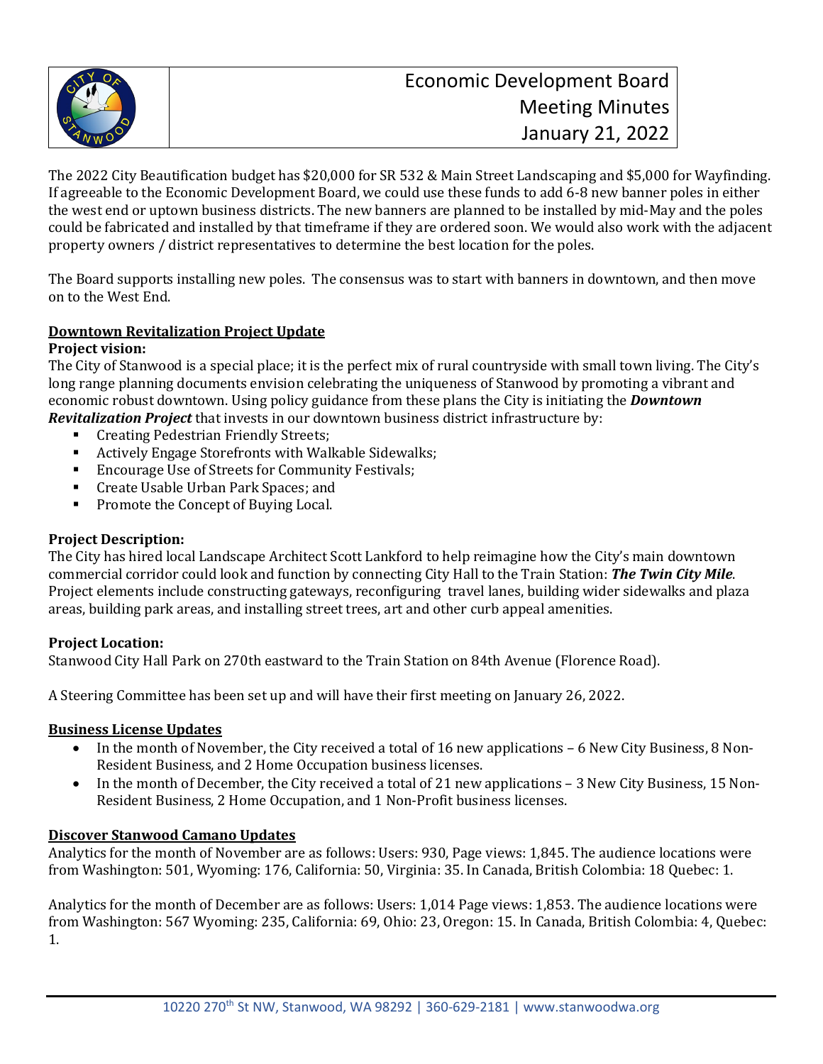The 2022 City Beautification budget has $20,000 for SR 532 & Main Street Landscaping and $5,000 for Wayfinding. If agreeable to the Economic Development Board, we could use these funds to add 6-8 new banner poles in either the west end or uptown business districts. The new banners are planned to be installed by mid-May and the poles could be fabricated and installed by that timeframe if they are ordered soon. We would also work with the adjacent property owners / district representatives to determine the best location for the poles.

The Board supports installing new poles. The consensus was to start with banners in downtown, and then move on to the West End.

**Downtown Revitalization Project Update**

**Project vision:**

The City of Stanwood is a special place; it is the perfect mix of rural countryside with small town living. The City's long range planning documents envision celebrating the uniqueness of Stanwood by promoting a vibrant and economic robust downtown. Using policy guidance from these plans the City is initiating the ***Downtown Revitalization Project*** that invests in our downtown business district infrastructure by:

- Creating Pedestrian Friendly Streets;
- Actively Engage Storefronts with Walkable Sidewalks;
- Encourage Use of Streets for Community Festivals;
- Create Usable Urban Park Spaces; and
- Promote the Concept of Buying Local.

**Project Description:**

The City has hired local Landscape Architect Scott Lankford to help reimagine how the City's main downtown commercial corridor could look and function by connecting City Hall to the Train Station: ***The Twin City Mile***. Project elements include constructing gateways, reconfiguring travel lanes, building wider sidewalks and plaza areas, building park areas, and installing street trees, art and other curb appeal amenities.

**Project Location:**

Stanwood City Hall Park on 270th eastward to the Train Station on 84th Avenue (Florence Road).

A Steering Committee has been set up and will have their first meeting on January 26, 2022.

**Business License Updates**

- In the month of November, the City received a total of 16 new applications – 6 New City Business, 8 Non-Resident Business, and 2 Home Occupation business licenses.
- In the month of December, the City received a total of 21 new applications – 3 New City Business, 15 Non-Resident Business, 2 Home Occupation, and 1 Non-Profit business licenses.

**Discover Stanwood Camano Updates**

Analytics for the month of November are as follows: Users: 930, Page views: 1,845. The audience locations were from Washington: 501, Wyoming: 176, California: 50, Virginia: 35. In Canada, British Colombia: 18 Quebec: 1.

Analytics for the month of December are as follows: Users: 1,014 Page views: 1,853. The audience locations were from Washington: 567 Wyoming: 235, California: 69, Ohio: 23, Oregon: 15. In Canada, British Colombia: 4, Quebec: 1.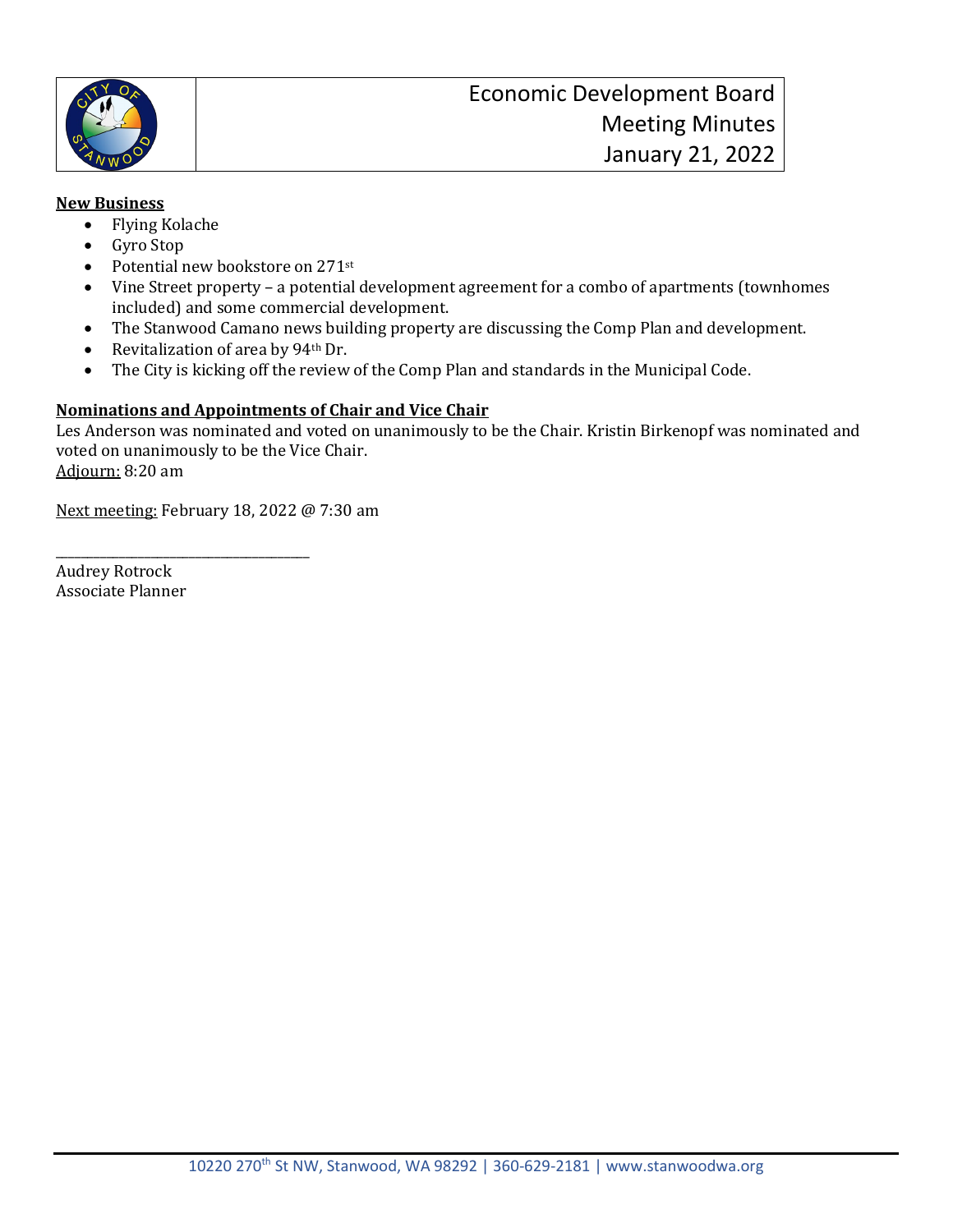# Economic Development Board Meeting Minutes January 21, 2022

**New Business**

- Flying Kolache
- Gyro Stop
- Potential new bookstore on 271st
- Vine Street property – a potential development agreement for a combo of apartments (townhomes included) and some commercial development.
- The Stanwood Camano news building property are discussing the Comp Plan and development.
- Revitalization of area by 94th Dr.
- The City is kicking off the review of the Comp Plan and standards in the Municipal Code.

**Nominations and Appointments of Chair and Vice Chair**

Les Anderson was nominated and voted on unanimously to be the Chair. Kristin Birkenopf was nominated and voted on unanimously to be the Vice Chair.

Adjourn: 8:20 am

Next meeting: February 18, 2022 @ 7:30 am

\_\_\_\_\_\_\_\_\_\_\_\_\_\_\_\_\_\_\_\_\_\_\_\_\_\_\_\_\_\_\_\_\_\_\_\_\_\_

Audrey Rotrock
Associate Planner